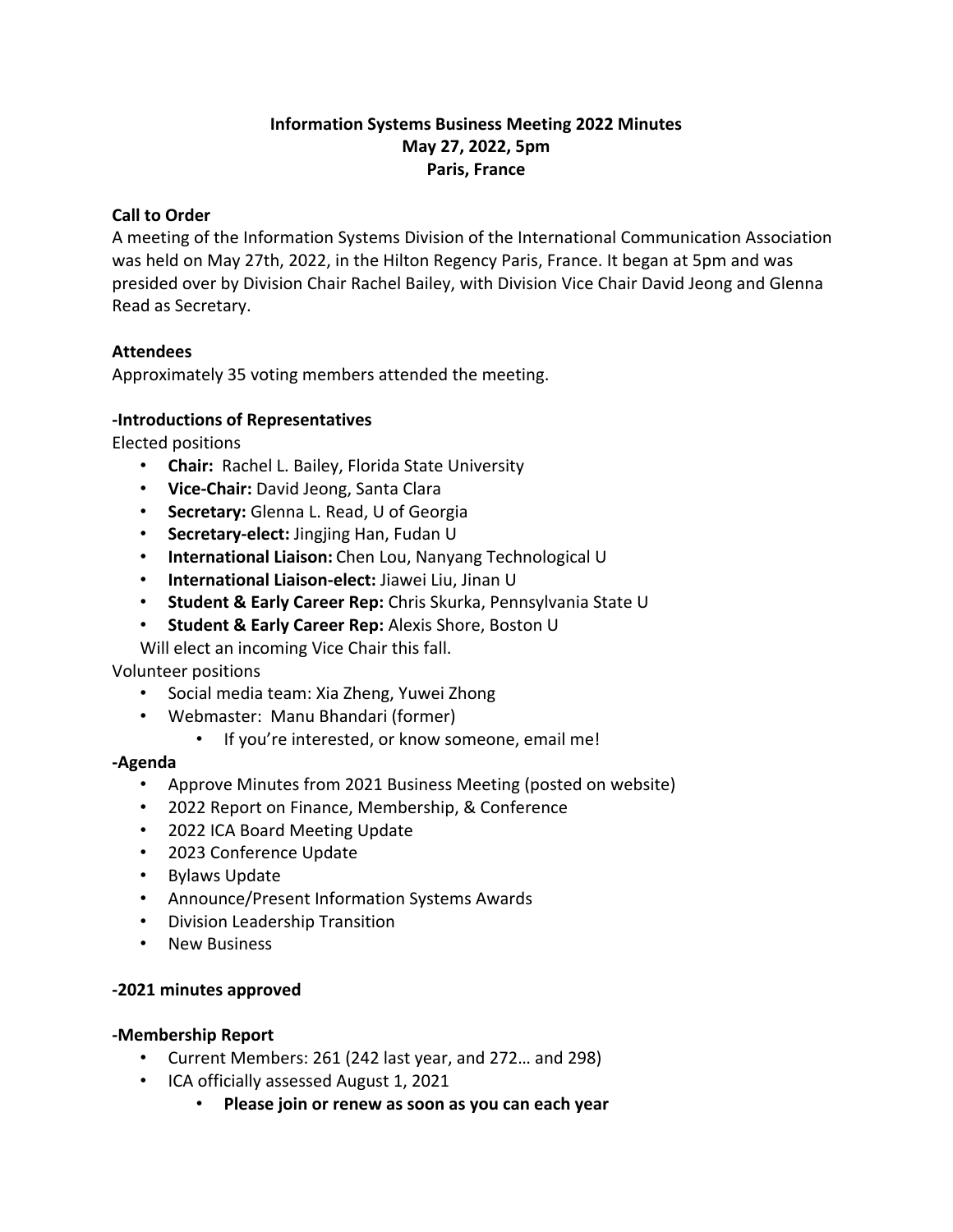# Information Systems Business Meeting 2022 Minutes
## May 27, 2022, 5pm
## Paris, France

**Call to Order**

A meeting of the Information Systems Division of the International Communication Association was held on May 27th, 2022, in the Hilton Regency Paris, France. It began at 5pm and was presided over by Division Chair Rachel Bailey, with Division Vice Chair David Jeong and Glenna Read as Secretary.

**Attendees**

Approximately 35 voting members attended the meeting.

**-Introductions of Representatives**

Elected positions

- **Chair:** Rachel L. Bailey, Florida State University
- **Vice-Chair:** David Jeong, Santa Clara
- **Secretary:** Glenna L. Read, U of Georgia
- **Secretary-elect:** Jingjing Han, Fudan U
- **International Liaison:** Chen Lou, Nanyang Technological U
- **International Liaison-elect:** Jiawei Liu, Jinan U
- **Student & Early Career Rep:** Chris Skurka, Pennsylvania State U
- **Student & Early Career Rep:** Alexis Shore, Boston U

Will elect an incoming Vice Chair this fall.

Volunteer positions

- Social media team: Xia Zheng, Yuwei Zhong
- Webmaster: Manu Bhandari (former)
  - If you're interested, or know someone, email me!

**-Agenda**

- Approve Minutes from 2021 Business Meeting (posted on website)
- 2022 Report on Finance, Membership, & Conference
- 2022 ICA Board Meeting Update
- 2023 Conference Update
- Bylaws Update
- Announce/Present Information Systems Awards
- Division Leadership Transition
- New Business

**-2021 minutes approved**

**-Membership Report**

- Current Members: 261 (242 last year, and 272… and 298)
- ICA officially assessed August 1, 2021
  - **Please join or renew as soon as you can each year**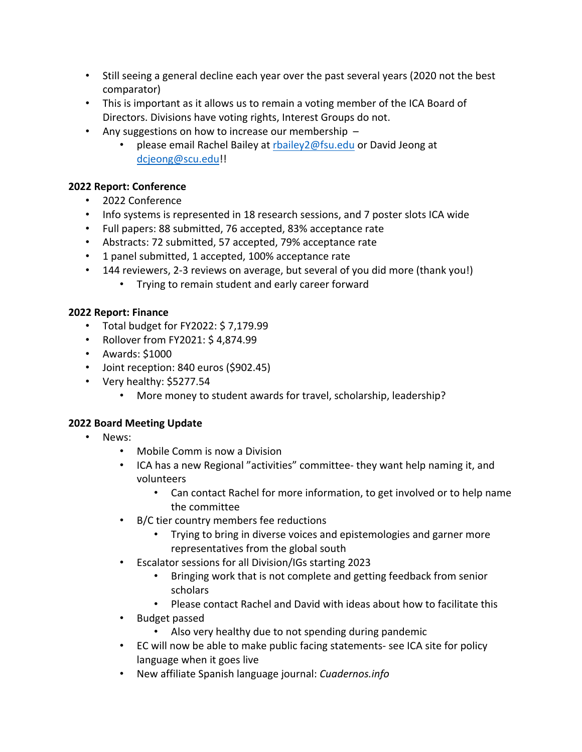- Still seeing a general decline each year over the past several years (2020 not the best comparator)
- This is important as it allows us to remain a voting member of the ICA Board of Directors. Divisions have voting rights, Interest Groups do not.
- Any suggestions on how to increase our membership –
  - please email Rachel Bailey at rbailey2@fsu.edu or David Jeong at dcjeong@scu.edu!!

**2022 Report: Conference**

- 2022 Conference
- Info systems is represented in 18 research sessions, and 7 poster slots ICA wide
- Full papers: 88 submitted, 76 accepted, 83% acceptance rate
- Abstracts: 72 submitted, 57 accepted, 79% acceptance rate
- 1 panel submitted, 1 accepted, 100% acceptance rate
- 144 reviewers, 2-3 reviews on average, but several of you did more (thank you!)
  - Trying to remain student and early career forward

**2022 Report: Finance**

- Total budget for FY2022: $ 7,179.99
- Rollover from FY2021: $ 4,874.99
- Awards: $1000
- Joint reception: 840 euros ($902.45)
- Very healthy: $5277.54
  - More money to student awards for travel, scholarship, leadership?

**2022 Board Meeting Update**

- News:
  - Mobile Comm is now a Division
  - ICA has a new Regional "activities" committee- they want help naming it, and volunteers
    - Can contact Rachel for more information, to get involved or to help name the committee
  - B/C tier country members fee reductions
    - Trying to bring in diverse voices and epistemologies and garner more representatives from the global south
  - Escalator sessions for all Division/IGs starting 2023
    - Bringing work that is not complete and getting feedback from senior scholars
    - Please contact Rachel and David with ideas about how to facilitate this
  - Budget passed
    - Also very healthy due to not spending during pandemic
  - EC will now be able to make public facing statements- see ICA site for policy language when it goes live
  - New affiliate Spanish language journal: *Cuadernos.info*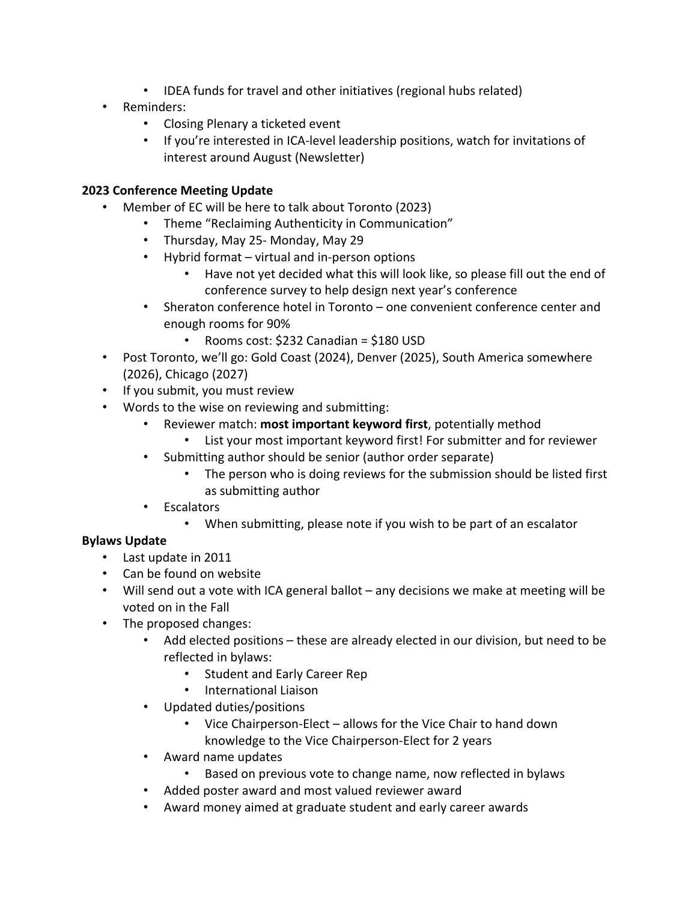- IDEA funds for travel and other initiatives (regional hubs related)
- Reminders:
  - Closing Plenary a ticketed event
  - If you're interested in ICA-level leadership positions, watch for invitations of interest around August (Newsletter)

**2023 Conference Meeting Update**

- Member of EC will be here to talk about Toronto (2023)
  - Theme "Reclaiming Authenticity in Communication"
  - Thursday, May 25- Monday, May 29
  - Hybrid format – virtual and in-person options
    - Have not yet decided what this will look like, so please fill out the end of conference survey to help design next year's conference
  - Sheraton conference hotel in Toronto – one convenient conference center and enough rooms for 90%
    - Rooms cost: $232 Canadian = $180 USD
- Post Toronto, we'll go: Gold Coast (2024), Denver (2025), South America somewhere (2026), Chicago (2027)
- If you submit, you must review
- Words to the wise on reviewing and submitting:
  - Reviewer match: **most important keyword first**, potentially method
    - List your most important keyword first! For submitter and for reviewer
  - Submitting author should be senior (author order separate)
    - The person who is doing reviews for the submission should be listed first as submitting author
  - Escalators
    - When submitting, please note if you wish to be part of an escalator

**Bylaws Update**

- Last update in 2011
- Can be found on website
- Will send out a vote with ICA general ballot – any decisions we make at meeting will be voted on in the Fall
- The proposed changes:
  - Add elected positions – these are already elected in our division, but need to be reflected in bylaws:
    - Student and Early Career Rep
    - International Liaison
  - Updated duties/positions
    - Vice Chairperson-Elect – allows for the Vice Chair to hand down knowledge to the Vice Chairperson-Elect for 2 years
  - Award name updates
    - Based on previous vote to change name, now reflected in bylaws
  - Added poster award and most valued reviewer award
  - Award money aimed at graduate student and early career awards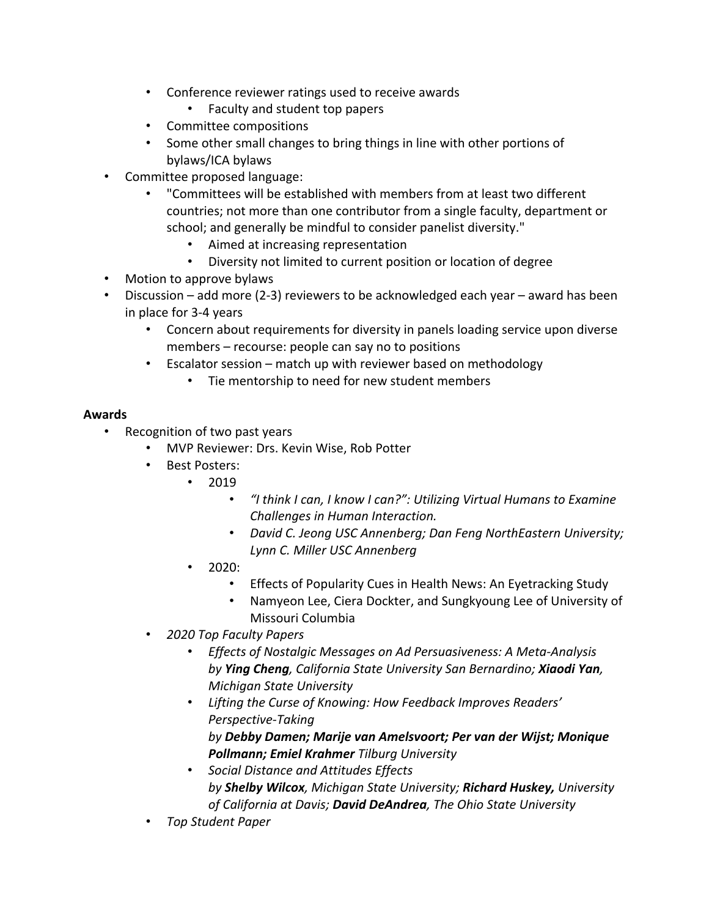- Conference reviewer ratings used to receive awards
    - Faculty and student top papers
- Committee compositions
- Some other small changes to bring things in line with other portions of bylaws/ICA bylaws

- Committee proposed language:
    - "Committees will be established with members from at least two different countries; not more than one contributor from a single faculty, department or school; and generally be mindful to consider panelist diversity."
        - Aimed at increasing representation
        - Diversity not limited to current position or location of degree
- Motion to approve bylaws
- Discussion – add more (2-3) reviewers to be acknowledged each year – award has been in place for 3-4 years
    - Concern about requirements for diversity in panels loading service upon diverse members – recourse: people can say no to positions
    - Escalator session – match up with reviewer based on methodology
        - Tie mentorship to need for new student members

**Awards**

- Recognition of two past years
    - MVP Reviewer: Drs. Kevin Wise, Rob Potter
    - Best Posters:
        - 2019
            - *"I think I can, I know I can?": Utilizing Virtual Humans to Examine Challenges in Human Interaction.*
            - *David C. Jeong USC Annenberg; Dan Feng NorthEastern University; Lynn C. Miller USC Annenberg*
        - 2020:
            - Effects of Popularity Cues in Health News: An Eyetracking Study
            - Namyeon Lee, Ciera Dockter, and Sungkyoung Lee of University of Missouri Columbia
    - *2020 Top Faculty Papers*
        - *Effects of Nostalgic Messages on Ad Persuasiveness: A Meta-Analysis by **Ying Cheng**, California State University San Bernardino; **Xiaodi Yan**, Michigan State University*
        - *Lifting the Curse of Knowing: How Feedback Improves Readers' Perspective-Taking by **Debby Damen; Marije van Amelsvoort; Per van der Wijst; Monique Pollmann; Emiel Krahmer** Tilburg University*
        - *Social Distance and Attitudes Effects by **Shelby Wilcox**, Michigan State University; **Richard Huskey,** University of California at Davis; **David DeAndrea**, The Ohio State University*
    - *Top Student Paper*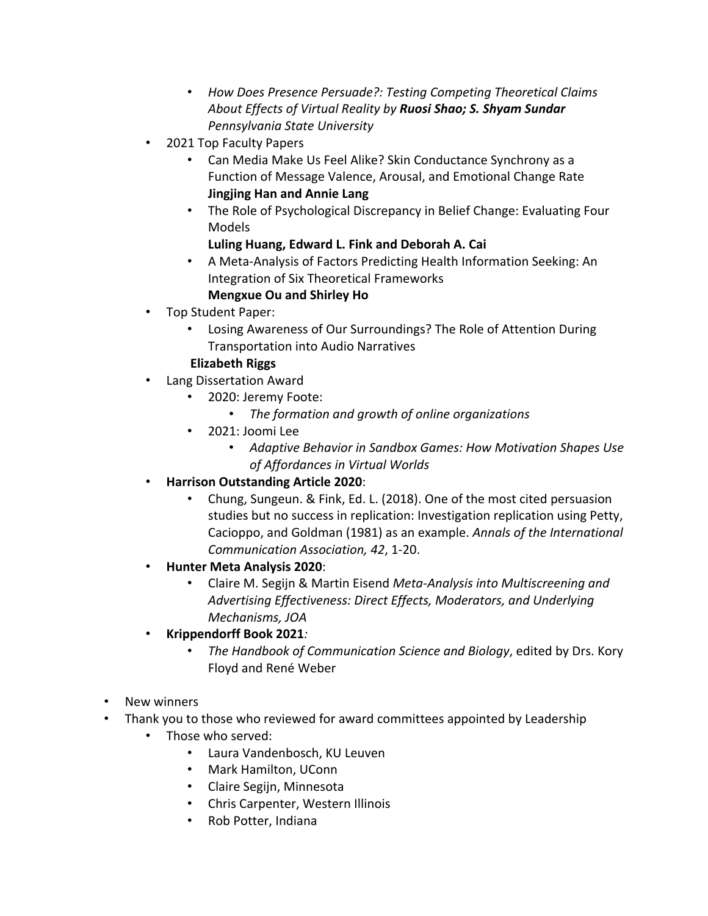- *How Does Presence Persuade?: Testing Competing Theoretical Claims About Effects of Virtual Reality by* ***Ruosi Shao; S. Shyam Sundar*** *Pennsylvania State University*
    - 2021 Top Faculty Papers
        - Can Media Make Us Feel Alike? Skin Conductance Synchrony as a Function of Message Valence, Arousal, and Emotional Change Rate **Jingjing Han and Annie Lang**
        - The Role of Psychological Discrepancy in Belief Change: Evaluating Four Models
          **Luling Huang, Edward L. Fink and Deborah A. Cai**
        - A Meta-Analysis of Factors Predicting Health Information Seeking: An Integration of Six Theoretical Frameworks
          **Mengxue Ou and Shirley Ho**
    - Top Student Paper:
        - Losing Awareness of Our Surroundings? The Role of Attention During Transportation into Audio Narratives
          **Elizabeth Riggs**
    - Lang Dissertation Award
        - 2020: Jeremy Foote:
            - *The formation and growth of online organizations*
        - 2021: Joomi Lee
            - *Adaptive Behavior in Sandbox Games: How Motivation Shapes Use of Affordances in Virtual Worlds*
    - **Harrison Outstanding Article 2020**:
        - Chung, Sungeun. & Fink, Ed. L. (2018). One of the most cited persuasion studies but no success in replication: Investigation replication using Petty, Cacioppo, and Goldman (1981) as an example. *Annals of the International Communication Association, 42*, 1-20.
    - **Hunter Meta Analysis 2020**:
        - Claire M. Segijn & Martin Eisend *Meta-Analysis into Multiscreening and Advertising Effectiveness: Direct Effects, Moderators, and Underlying Mechanisms, JOA*
    - **Krippendorff Book 2021***:*
        - *The Handbook of Communication Science and Biology*, edited by Drs. Kory Floyd and René Weber

- New winners
- Thank you to those who reviewed for award committees appointed by Leadership
    - Those who served:
        - Laura Vandenbosch, KU Leuven
        - Mark Hamilton, UConn
        - Claire Segijn, Minnesota
        - Chris Carpenter, Western Illinois
        - Rob Potter, Indiana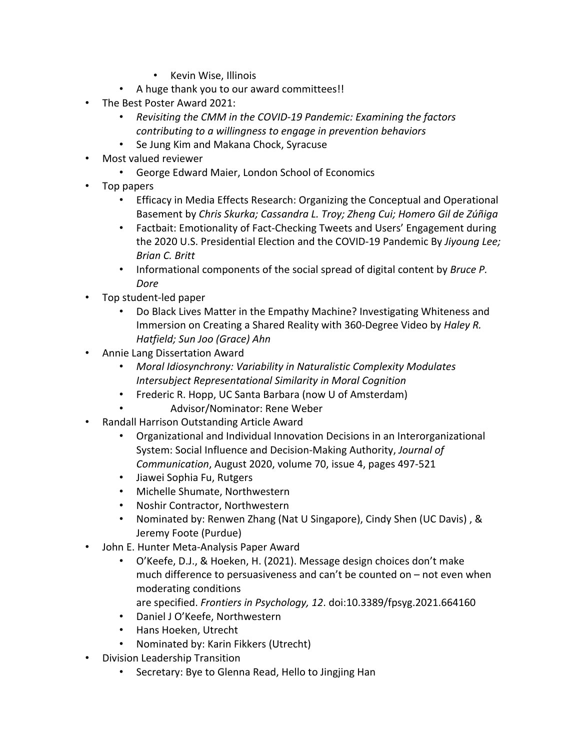- Kevin Wise, Illinois
  - A huge thank you to our award committees!!
- The Best Poster Award 2021:
  - *Revisiting the CMM in the COVID-19 Pandemic: Examining the factors contributing to a willingness to engage in prevention behaviors*
  - Se Jung Kim and Makana Chock, Syracuse
- Most valued reviewer
  - George Edward Maier, London School of Economics
- Top papers
  - Efficacy in Media Effects Research: Organizing the Conceptual and Operational Basement by *Chris Skurka; Cassandra L. Troy; Zheng Cui; Homero Gil de Zúñiga*
  - Factbait: Emotionality of Fact-Checking Tweets and Users' Engagement during the 2020 U.S. Presidential Election and the COVID-19 Pandemic By *Jiyoung Lee; Brian C. Britt*
  - Informational components of the social spread of digital content by *Bruce P. Dore*
- Top student-led paper
  - Do Black Lives Matter in the Empathy Machine? Investigating Whiteness and Immersion on Creating a Shared Reality with 360-Degree Video by *Haley R. Hatfield; Sun Joo (Grace) Ahn*
- Annie Lang Dissertation Award
  - *Moral Idiosynchrony: Variability in Naturalistic Complexity Modulates Intersubject Representational Similarity in Moral Cognition*
  - Frederic R. Hopp, UC Santa Barbara (now U of Amsterdam)
  - Advisor/Nominator: Rene Weber
- Randall Harrison Outstanding Article Award
  - Organizational and Individual Innovation Decisions in an Interorganizational System: Social Influence and Decision-Making Authority, *Journal of Communication*, August 2020, volume 70, issue 4, pages 497-521
  - Jiawei Sophia Fu, Rutgers
  - Michelle Shumate, Northwestern
  - Noshir Contractor, Northwestern
  - Nominated by: Renwen Zhang (Nat U Singapore), Cindy Shen (UC Davis) , & Jeremy Foote (Purdue)
- John E. Hunter Meta-Analysis Paper Award
  - O'Keefe, D.J., & Hoeken, H. (2021). Message design choices don't make much difference to persuasiveness and can't be counted on – not even when moderating conditions are specified. *Frontiers in Psychology, 12*. doi:10.3389/fpsyg.2021.664160
  - Daniel J O'Keefe, Northwestern
  - Hans Hoeken, Utrecht
  - Nominated by: Karin Fikkers (Utrecht)
- Division Leadership Transition
  - Secretary: Bye to Glenna Read, Hello to Jingjing Han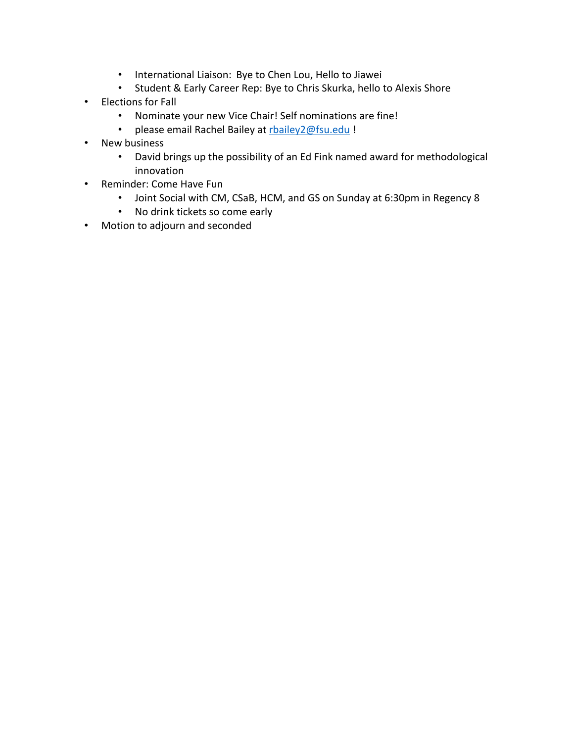- International Liaison: Bye to Chen Lou, Hello to Jiawei
    - Student & Early Career Rep: Bye to Chris Skurka, hello to Alexis Shore
- Elections for Fall
    - Nominate your new Vice Chair! Self nominations are fine!
    - please email Rachel Bailey at rbailey2@fsu.edu !
- New business
    - David brings up the possibility of an Ed Fink named award for methodological innovation
- Reminder: Come Have Fun
    - Joint Social with CM, CSaB, HCM, and GS on Sunday at 6:30pm in Regency 8
    - No drink tickets so come early
- Motion to adjourn and seconded